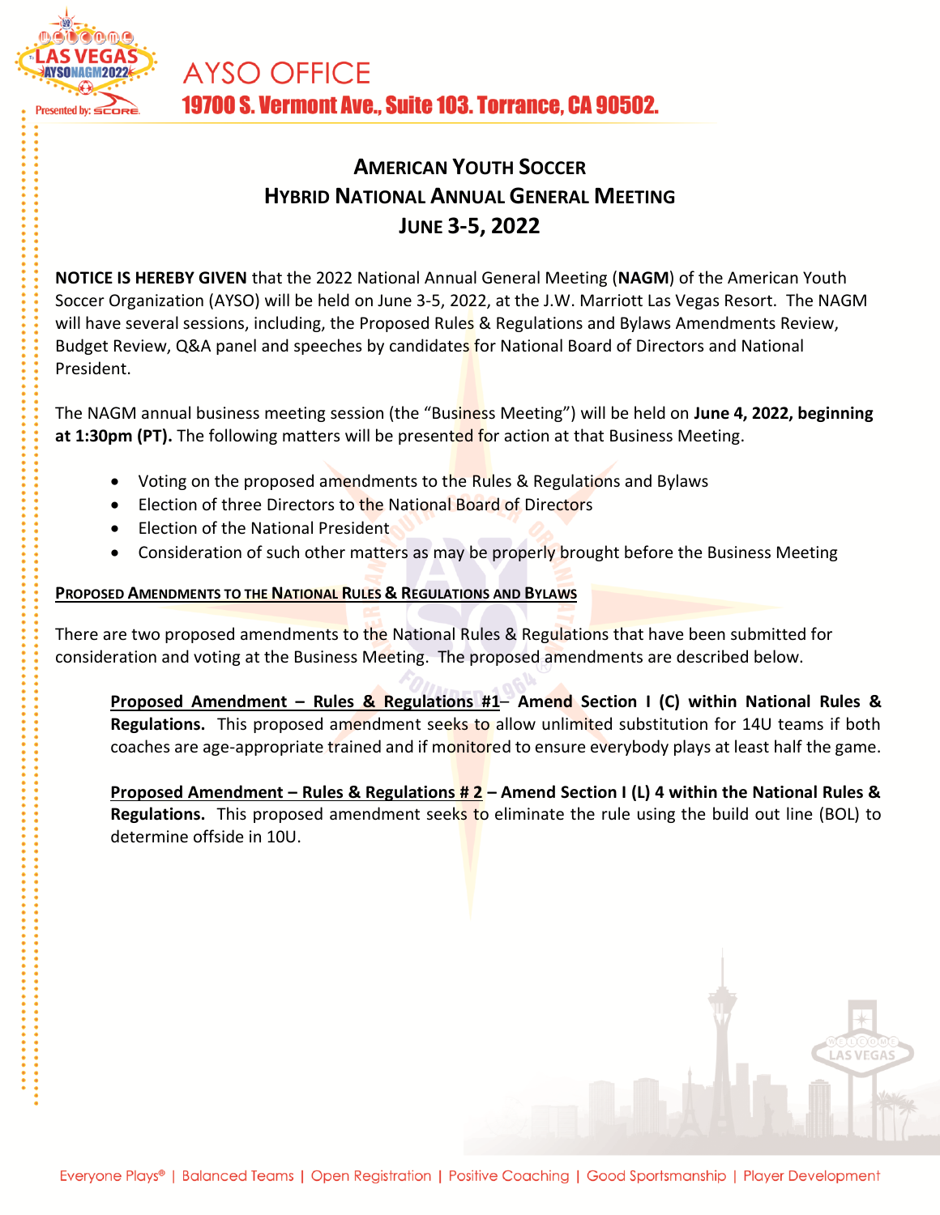AYSO OFFICE

19700 S. Vermont Ave., Suite 103. Torrance, CA 90502.

# AMERICAN YOUTH SOCCER
# HYBRID NATIONAL ANNUAL GENERAL MEETING
# JUNE 3-5, 2022

**NOTICE IS HEREBY GIVEN** that the 2022 National Annual General Meeting (**NAGM**) of the American Youth Soccer Organization (AYSO) will be held on June 3-5, 2022, at the J.W. Marriott Las Vegas Resort. The NAGM will have several sessions, including, the Proposed Rules & Regulations and Bylaws Amendments Review, Budget Review, Q&A panel and speeches by candidates for National Board of Directors and National President.

The NAGM annual business meeting session (the "Business Meeting") will be held on **June 4, 2022, beginning at 1:30pm (PT).** The following matters will be presented for action at that Business Meeting.

- Voting on the proposed amendments to the Rules & Regulations and Bylaws
- Election of three Directors to the National Board of Directors
- Election of the National President
- Consideration of such other matters as may be properly brought before the Business Meeting

**PROPOSED AMENDMENTS TO THE NATIONAL RULES & REGULATIONS AND BYLAWS**

There are two proposed amendments to the National Rules & Regulations that have been submitted for consideration and voting at the Business Meeting. The proposed amendments are described below.

> **Proposed Amendment – Rules & Regulations #1– Amend Section I (C) within National Rules & Regulations.** This proposed amendment seeks to allow unlimited substitution for 14U teams if both coaches are age-appropriate trained and if monitored to ensure everybody plays at least half the game.
>
> **Proposed Amendment – Rules & Regulations # 2 – Amend Section I (L) 4 within the National Rules & Regulations.** This proposed amendment seeks to eliminate the rule using the build out line (BOL) to determine offside in 10U.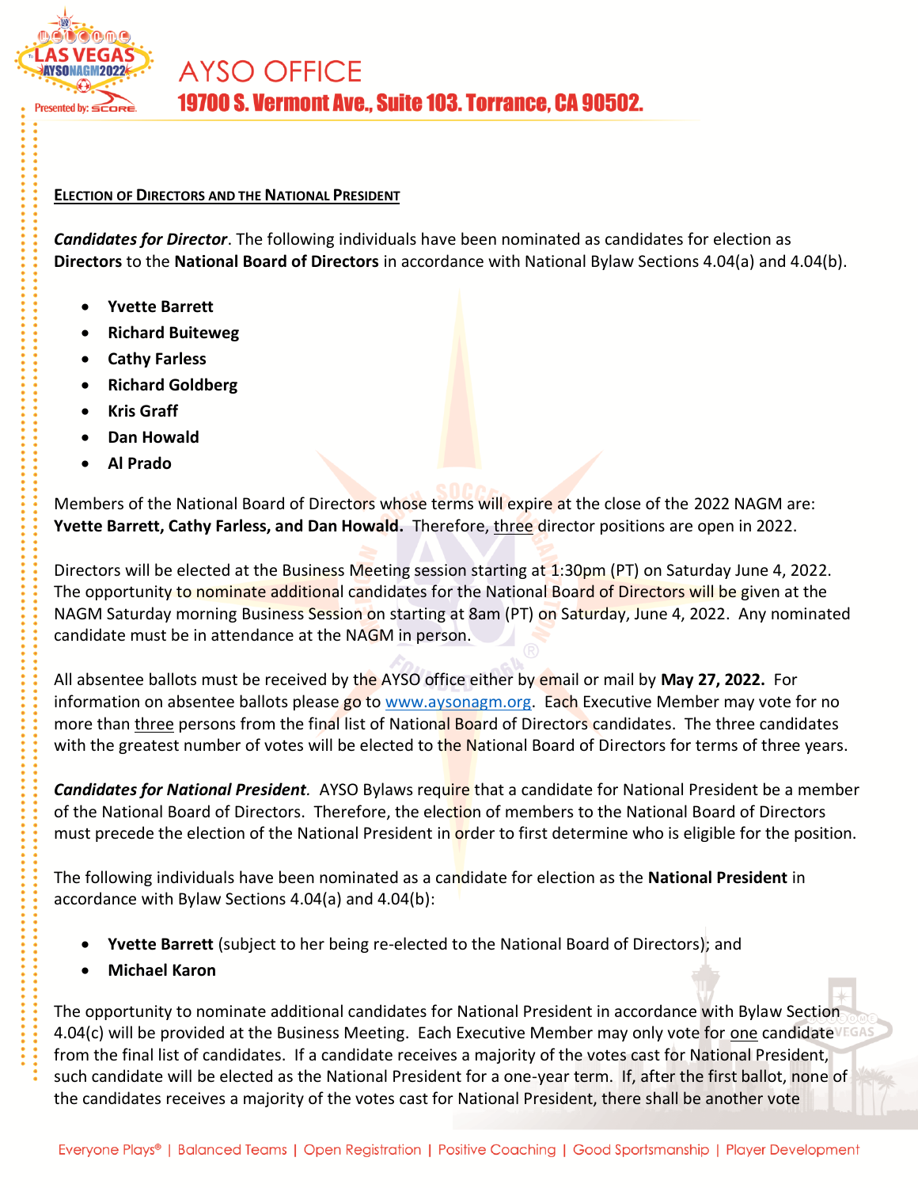**Election of Directors and the National President**

***Candidates for Director***. The following individuals have been nominated as candidates for election as **Directors** to the **National Board of Directors** in accordance with National Bylaw Sections 4.04(a) and 4.04(b).

- **Yvette Barrett**
- **Richard Buiteweg**
- **Cathy Farless**
- **Richard Goldberg**
- **Kris Graff**
- **Dan Howald**
- **Al Prado**

Members of the National Board of Directors whose terms will expire at the close of the 2022 NAGM are: **Yvette Barrett, Cathy Farless, and Dan Howald.** Therefore, three director positions are open in 2022.

Directors will be elected at the Business Meeting session starting at 1:30pm (PT) on Saturday June 4, 2022. The opportunity to nominate additional candidates for the National Board of Directors will be given at the NAGM Saturday morning Business Session on starting at 8am (PT) on Saturday, June 4, 2022. Any nominated candidate must be in attendance at the NAGM in person.

All absentee ballots must be received by the AYSO office either by email or mail by **May 27, 2022.** For information on absentee ballots please go to www.aysonagm.org. Each Executive Member may vote for no more than three persons from the final list of National Board of Directors candidates. The three candidates with the greatest number of votes will be elected to the National Board of Directors for terms of three years.

***Candidates for National President****.* AYSO Bylaws require that a candidate for National President be a member of the National Board of Directors. Therefore, the election of members to the National Board of Directors must precede the election of the National President in order to first determine who is eligible for the position.

The following individuals have been nominated as a candidate for election as the **National President** in accordance with Bylaw Sections 4.04(a) and 4.04(b):

- **Yvette Barrett** (subject to her being re-elected to the National Board of Directors); and
- **Michael Karon**

The opportunity to nominate additional candidates for National President in accordance with Bylaw Section 4.04(c) will be provided at the Business Meeting. Each Executive Member may only vote for one candidate from the final list of candidates. If a candidate receives a majority of the votes cast for National President, such candidate will be elected as the National President for a one-year term. If, after the first ballot, none of the candidates receives a majority of the votes cast for National President, there shall be another vote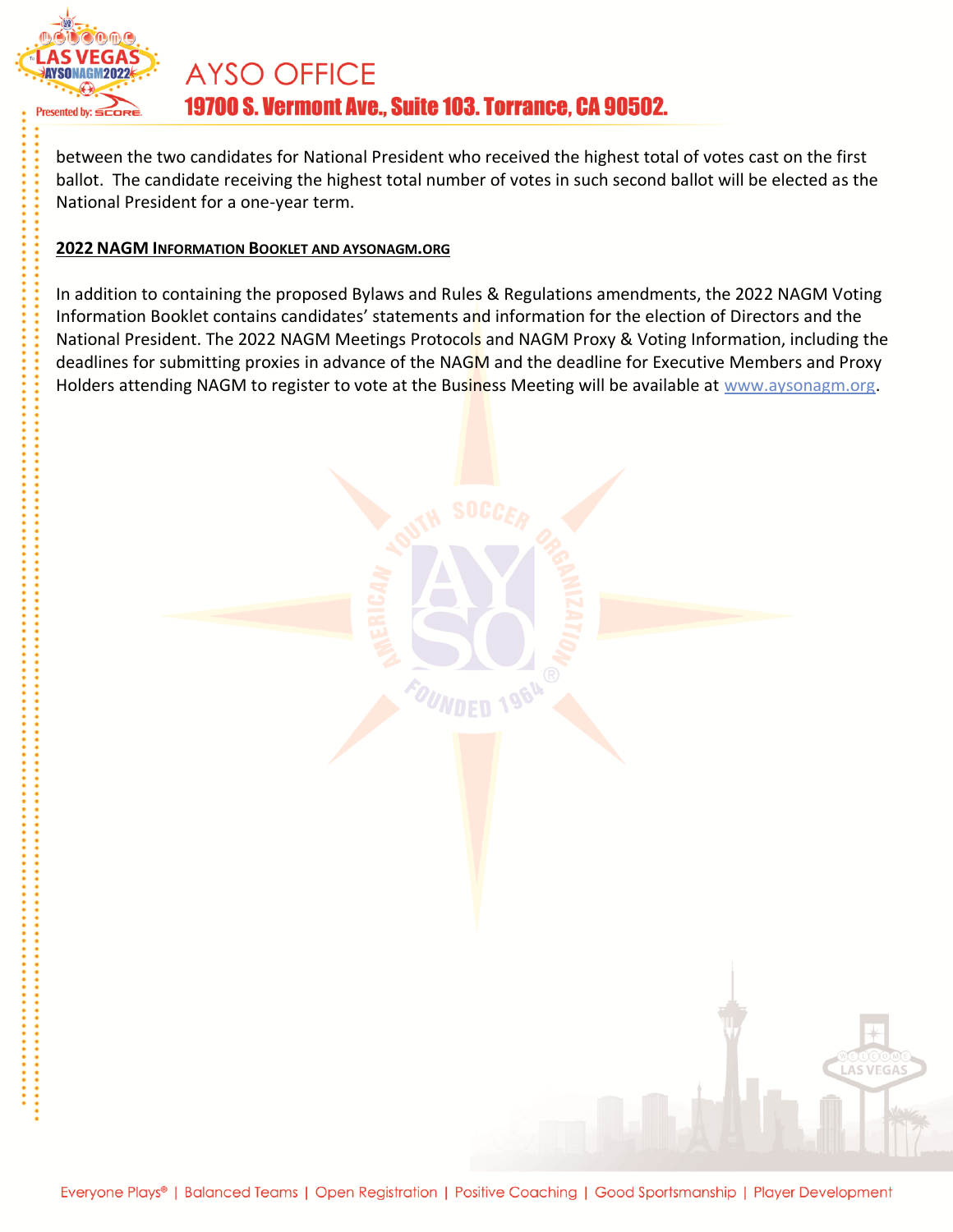between the two candidates for National President who received the highest total of votes cast on the first ballot. The candidate receiving the highest total number of votes in such second ballot will be elected as the National President for a one-year term.

**2022 NAGM INFORMATION BOOKLET AND AYSONAGM.ORG**

In addition to containing the proposed Bylaws and Rules & Regulations amendments, the 2022 NAGM Voting Information Booklet contains candidates' statements and information for the election of Directors and the National President. The 2022 NAGM Meetings Protocols and NAGM Proxy & Voting Information, including the deadlines for submitting proxies in advance of the NAGM and the deadline for Executive Members and Proxy Holders attending NAGM to register to vote at the Business Meeting will be available at www.aysonagm.org.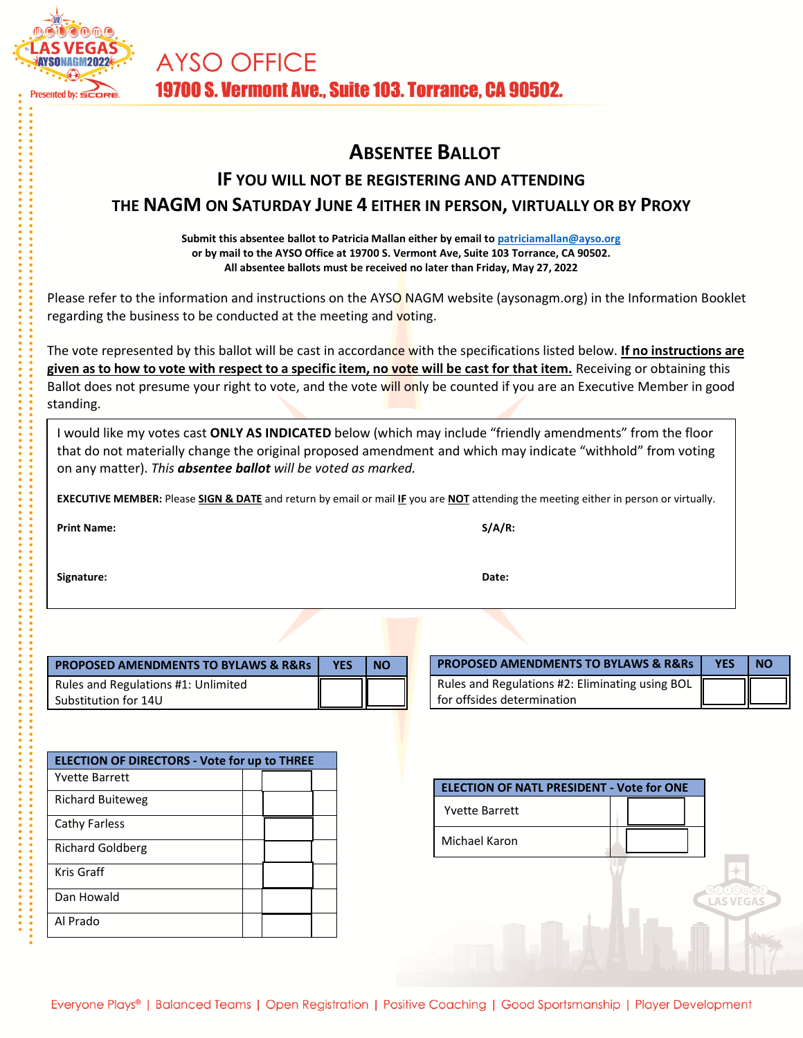AYSO OFFICE

**19700 S. Vermont Ave., Suite 103. Torrance, CA 90502.**

# ABSENTEE BALLOT

## IF YOU WILL NOT BE REGISTERING AND ATTENDING THE NAGM ON SATURDAY JUNE 4 EITHER IN PERSON, VIRTUALLY OR BY PROXY

**Submit this absentee ballot to Patricia Mallan either by email to patriciamallan@ayso.org**
**or by mail to the AYSO Office at 19700 S. Vermont Ave, Suite 103 Torrance, CA 90502.**
**All absentee ballots must be received no later than Friday, May 27, 2022**

Please refer to the information and instructions on the AYSO NAGM website (aysonagm.org) in the Information Booklet regarding the business to be conducted at the meeting and voting.

The vote represented by this ballot will be cast in accordance with the specifications listed below. **If no instructions are given as to how to vote with respect to a specific item, no vote will be cast for that item.** Receiving or obtaining this Ballot does not presume your right to vote, and the vote will only be counted if you are an Executive Member in good standing.

I would like my votes cast **ONLY AS INDICATED** below (which may include "friendly amendments" from the floor that do not materially change the original proposed amendment and which may indicate "withhold" from voting on any matter). *This **absentee ballot** will be voted as marked.*

**EXECUTIVE MEMBER:** Please **SIGN & DATE** and return by email or mail **IF** you are **NOT** attending the meeting either in person or virtually.

**Print Name:** **S/A/R:**

**Signature:** **Date:**

| PROPOSED AMENDMENTS TO BYLAWS & R&Rs | YES | NO |
|---|---|---|
| Rules and Regulations #1: Unlimited Substitution for 14U | | |

| PROPOSED AMENDMENTS TO BYLAWS & R&Rs | YES | NO |
|---|---|---|
| Rules and Regulations #2: Eliminating using BOL for offsides determination | | |

| ELECTION OF DIRECTORS - Vote for up to THREE | |
|---|---|
| Yvette Barrett | |
| Richard Buiteweg | |
| Cathy Farless | |
| Richard Goldberg | |
| Kris Graff | |
| Dan Howald | |
| Al Prado | |

| ELECTION OF NATL PRESIDENT - Vote for ONE | |
|---|---|
| Yvette Barrett | |
| Michael Karon | |

Everyone Plays® | Balanced Teams | Open Registration | Positive Coaching | Good Sportsmanship | Player Development